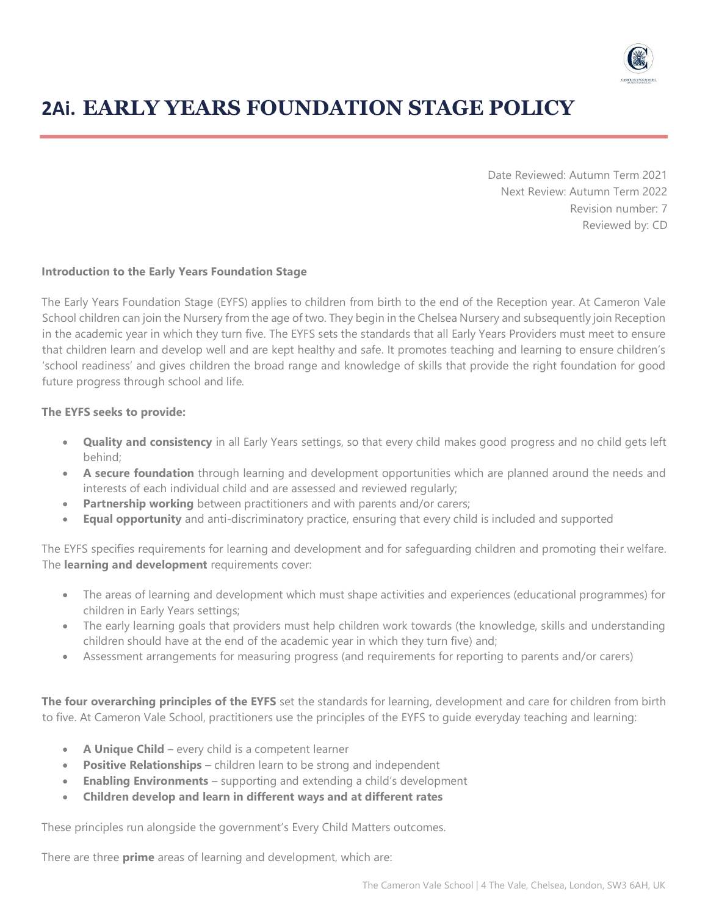# 2Ai. EARLY YEARS FOUNDATION STAGE POLICY

Date Reviewed: Autumn Term 2021
Next Review: Autumn Term 2022
Revision number: 7
Reviewed by: CD

**Introduction to the Early Years Foundation Stage**

The Early Years Foundation Stage (EYFS) applies to children from birth to the end of the Reception year. At Cameron Vale School children can join the Nursery from the age of two. They begin in the Chelsea Nursery and subsequently join Reception in the academic year in which they turn five. The EYFS sets the standards that all Early Years Providers must meet to ensure that children learn and develop well and are kept healthy and safe. It promotes teaching and learning to ensure children's 'school readiness' and gives children the broad range and knowledge of skills that provide the right foundation for good future progress through school and life.

**The EYFS seeks to provide:**

- **Quality and consistency** in all Early Years settings, so that every child makes good progress and no child gets left behind;
- **A secure foundation** through learning and development opportunities which are planned around the needs and interests of each individual child and are assessed and reviewed regularly;
- **Partnership working** between practitioners and with parents and/or carers;
- **Equal opportunity** and anti-discriminatory practice, ensuring that every child is included and supported

The EYFS specifies requirements for learning and development and for safeguarding children and promoting their welfare. The **learning and development** requirements cover:

- The areas of learning and development which must shape activities and experiences (educational programmes) for children in Early Years settings;
- The early learning goals that providers must help children work towards (the knowledge, skills and understanding children should have at the end of the academic year in which they turn five) and;
- Assessment arrangements for measuring progress (and requirements for reporting to parents and/or carers)

**The four overarching principles of the EYFS** set the standards for learning, development and care for children from birth to five. At Cameron Vale School, practitioners use the principles of the EYFS to guide everyday teaching and learning:

- **A Unique Child** – every child is a competent learner
- **Positive Relationships** – children learn to be strong and independent
- **Enabling Environments** – supporting and extending a child's development
- **Children develop and learn in different ways and at different rates**

These principles run alongside the government's Every Child Matters outcomes.

There are three **prime** areas of learning and development, which are: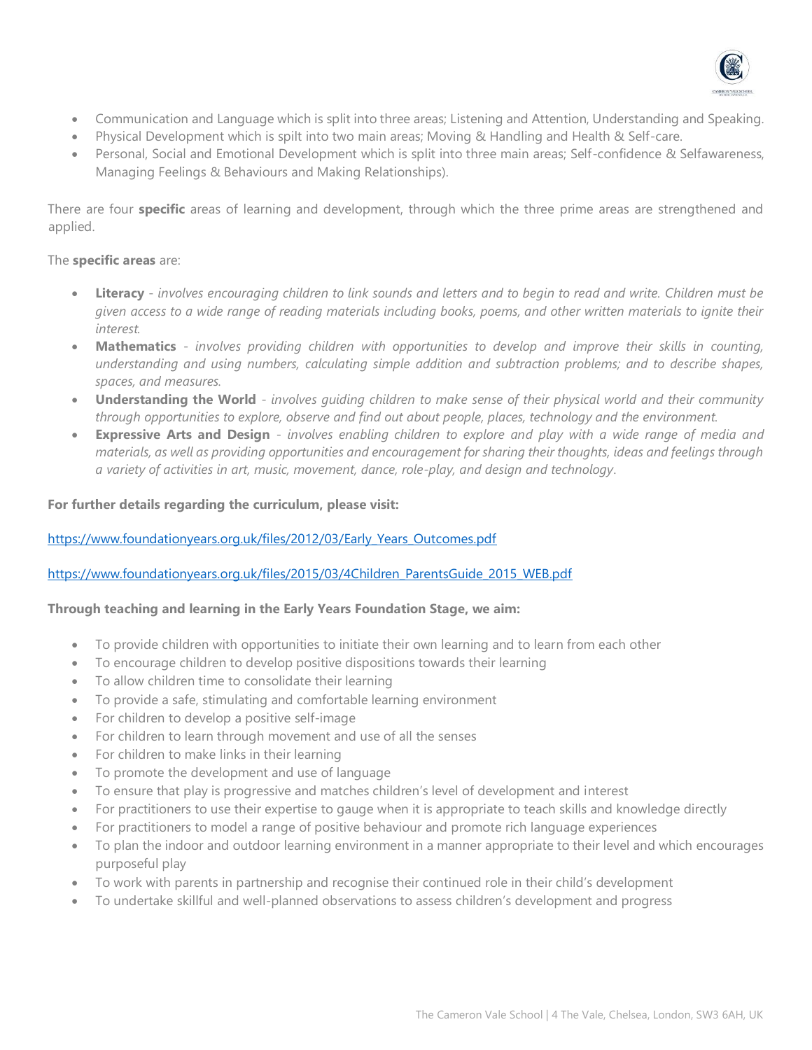- Communication and Language which is split into three areas; Listening and Attention, Understanding and Speaking.
- Physical Development which is spilt into two main areas; Moving & Handling and Health & Self-care.
- Personal, Social and Emotional Development which is split into three main areas; Self-confidence & Selfawareness, Managing Feelings & Behaviours and Making Relationships).

There are four **specific** areas of learning and development, through which the three prime areas are strengthened and applied.

The **specific areas** are:

- **Literacy** - *involves encouraging children to link sounds and letters and to begin to read and write. Children must be given access to a wide range of reading materials including books, poems, and other written materials to ignite their interest.*
- **Mathematics** - *involves providing children with opportunities to develop and improve their skills in counting, understanding and using numbers, calculating simple addition and subtraction problems; and to describe shapes, spaces, and measures.*
- **Understanding the World** - *involves guiding children to make sense of their physical world and their community through opportunities to explore, observe and find out about people, places, technology and the environment.*
- **Expressive Arts and Design** - *involves enabling children to explore and play with a wide range of media and materials, as well as providing opportunities and encouragement for sharing their thoughts, ideas and feelings through a variety of activities in art, music, movement, dance, role-play, and design and technology*.

**For further details regarding the curriculum, please visit:**

https://www.foundationyears.org.uk/files/2012/03/Early_Years_Outcomes.pdf

https://www.foundationyears.org.uk/files/2015/03/4Children_ParentsGuide_2015_WEB.pdf

**Through teaching and learning in the Early Years Foundation Stage, we aim:**

- To provide children with opportunities to initiate their own learning and to learn from each other
- To encourage children to develop positive dispositions towards their learning
- To allow children time to consolidate their learning
- To provide a safe, stimulating and comfortable learning environment
- For children to develop a positive self-image
- For children to learn through movement and use of all the senses
- For children to make links in their learning
- To promote the development and use of language
- To ensure that play is progressive and matches children's level of development and interest
- For practitioners to use their expertise to gauge when it is appropriate to teach skills and knowledge directly
- For practitioners to model a range of positive behaviour and promote rich language experiences
- To plan the indoor and outdoor learning environment in a manner appropriate to their level and which encourages purposeful play
- To work with parents in partnership and recognise their continued role in their child's development
- To undertake skillful and well-planned observations to assess children's development and progress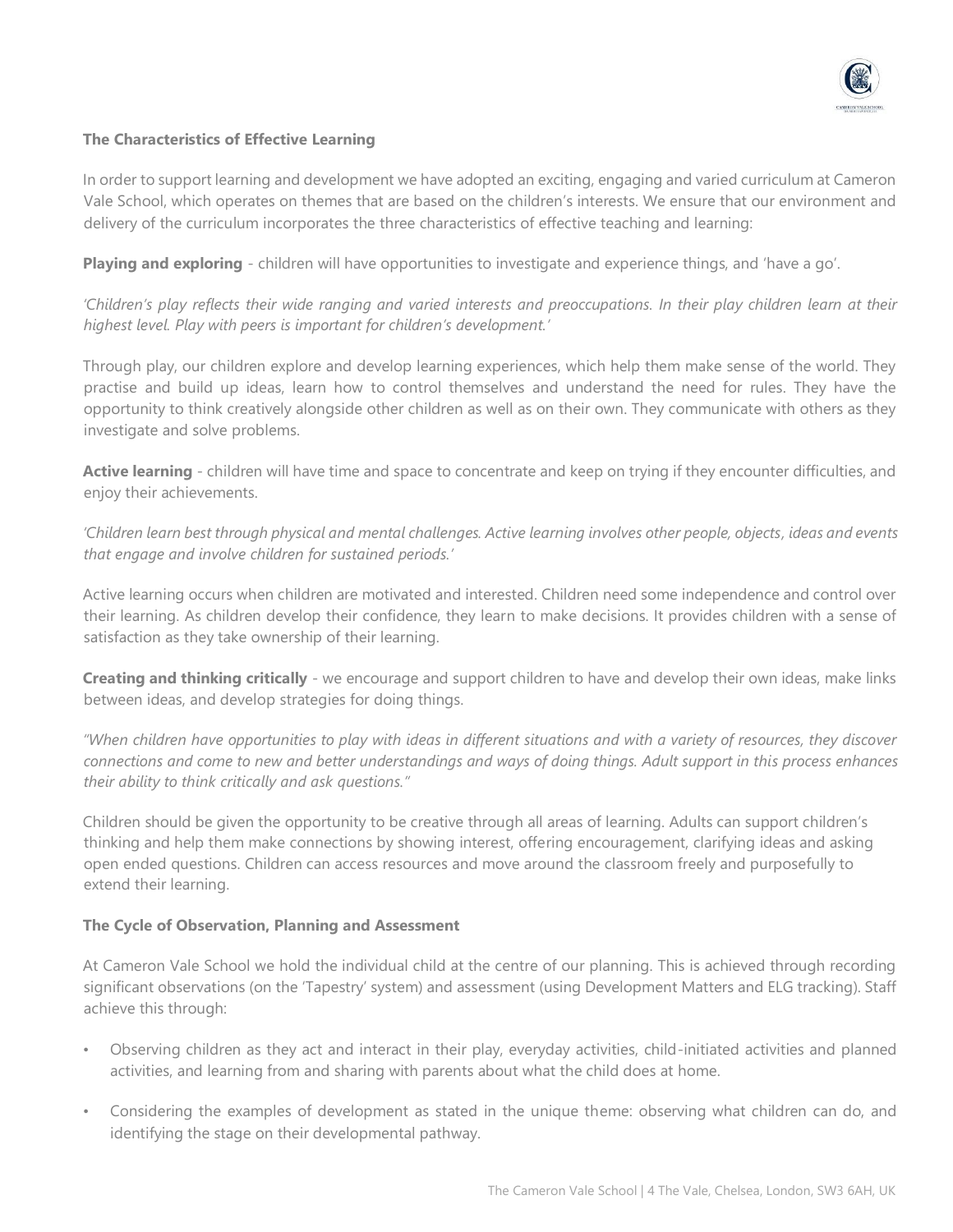**The Characteristics of Effective Learning**

In order to support learning and development we have adopted an exciting, engaging and varied curriculum at Cameron Vale School, which operates on themes that are based on the children's interests. We ensure that our environment and delivery of the curriculum incorporates the three characteristics of effective teaching and learning:

**Playing and exploring** - children will have opportunities to investigate and experience things, and 'have a go'.

*'Children's play reflects their wide ranging and varied interests and preoccupations. In their play children learn at their highest level. Play with peers is important for children's development.'*

Through play, our children explore and develop learning experiences, which help them make sense of the world. They practise and build up ideas, learn how to control themselves and understand the need for rules. They have the opportunity to think creatively alongside other children as well as on their own. They communicate with others as they investigate and solve problems.

**Active learning** - children will have time and space to concentrate and keep on trying if they encounter difficulties, and enjoy their achievements.

*'Children learn best through physical and mental challenges. Active learning involves other people, objects, ideas and events that engage and involve children for sustained periods.'*

Active learning occurs when children are motivated and interested. Children need some independence and control over their learning. As children develop their confidence, they learn to make decisions. It provides children with a sense of satisfaction as they take ownership of their learning.

**Creating and thinking critically** - we encourage and support children to have and develop their own ideas, make links between ideas, and develop strategies for doing things.

*"When children have opportunities to play with ideas in different situations and with a variety of resources, they discover connections and come to new and better understandings and ways of doing things. Adult support in this process enhances their ability to think critically and ask questions."*

Children should be given the opportunity to be creative through all areas of learning. Adults can support children's thinking and help them make connections by showing interest, offering encouragement, clarifying ideas and asking open ended questions. Children can access resources and move around the classroom freely and purposefully to extend their learning.

**The Cycle of Observation, Planning and Assessment**

At Cameron Vale School we hold the individual child at the centre of our planning. This is achieved through recording significant observations (on the 'Tapestry' system) and assessment (using Development Matters and ELG tracking). Staff achieve this through:

- Observing children as they act and interact in their play, everyday activities, child-initiated activities and planned activities, and learning from and sharing with parents about what the child does at home.
- Considering the examples of development as stated in the unique theme: observing what children can do, and identifying the stage on their developmental pathway.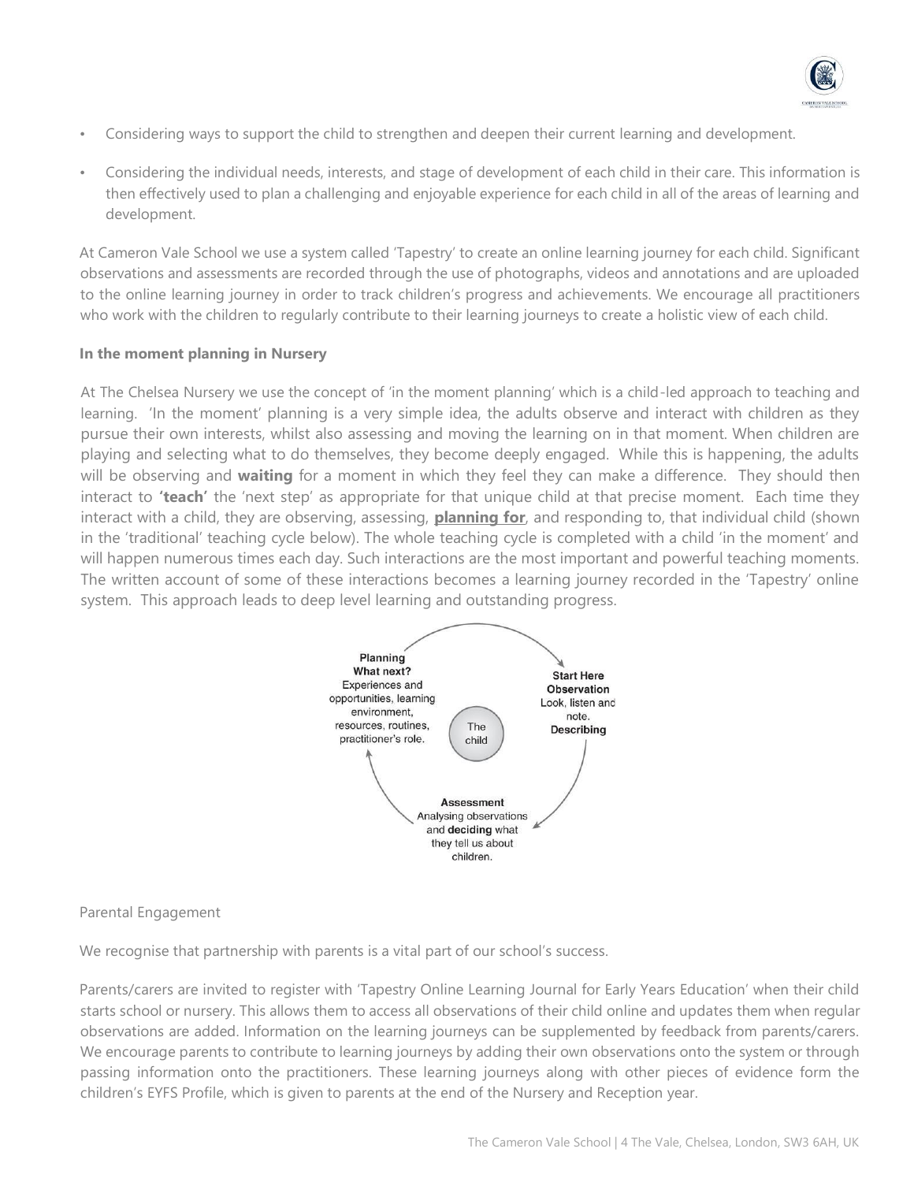- Considering ways to support the child to strengthen and deepen their current learning and development.
- Considering the individual needs, interests, and stage of development of each child in their care. This information is then effectively used to plan a challenging and enjoyable experience for each child in all of the areas of learning and development.

At Cameron Vale School we use a system called 'Tapestry' to create an online learning journey for each child. Significant observations and assessments are recorded through the use of photographs, videos and annotations and are uploaded to the online learning journey in order to track children's progress and achievements. We encourage all practitioners who work with the children to regularly contribute to their learning journeys to create a holistic view of each child.

**In the moment planning in Nursery**

At The Chelsea Nursery we use the concept of 'in the moment planning' which is a child-led approach to teaching and learning. 'In the moment' planning is a very simple idea, the adults observe and interact with children as they pursue their own interests, whilst also assessing and moving the learning on in that moment. When children are playing and selecting what to do themselves, they become deeply engaged. While this is happening, the adults will be observing and **waiting** for a moment in which they feel they can make a difference. They should then interact to **'teach'** the 'next step' as appropriate for that unique child at that precise moment. Each time they interact with a child, they are observing, assessing, **planning for**, and responding to, that individual child (shown in the 'traditional' teaching cycle below). The whole teaching cycle is completed with a child 'in the moment' and will happen numerous times each day. Such interactions are the most important and powerful teaching moments. The written account of some of these interactions becomes a learning journey recorded in the 'Tapestry' online system. This approach leads to deep level learning and outstanding progress.

**Planning**
**What next?**
Experiences and opportunities, learning environment, resources, routines, practitioner's role.

**Start Here**
**Observation**
Look, listen and note.
**Describing**

The child

**Assessment**
Analysing observations and **deciding** what they tell us about children.

Parental Engagement

We recognise that partnership with parents is a vital part of our school's success.

Parents/carers are invited to register with 'Tapestry Online Learning Journal for Early Years Education' when their child starts school or nursery. This allows them to access all observations of their child online and updates them when regular observations are added. Information on the learning journeys can be supplemented by feedback from parents/carers. We encourage parents to contribute to learning journeys by adding their own observations onto the system or through passing information onto the practitioners. These learning journeys along with other pieces of evidence form the children's EYFS Profile, which is given to parents at the end of the Nursery and Reception year.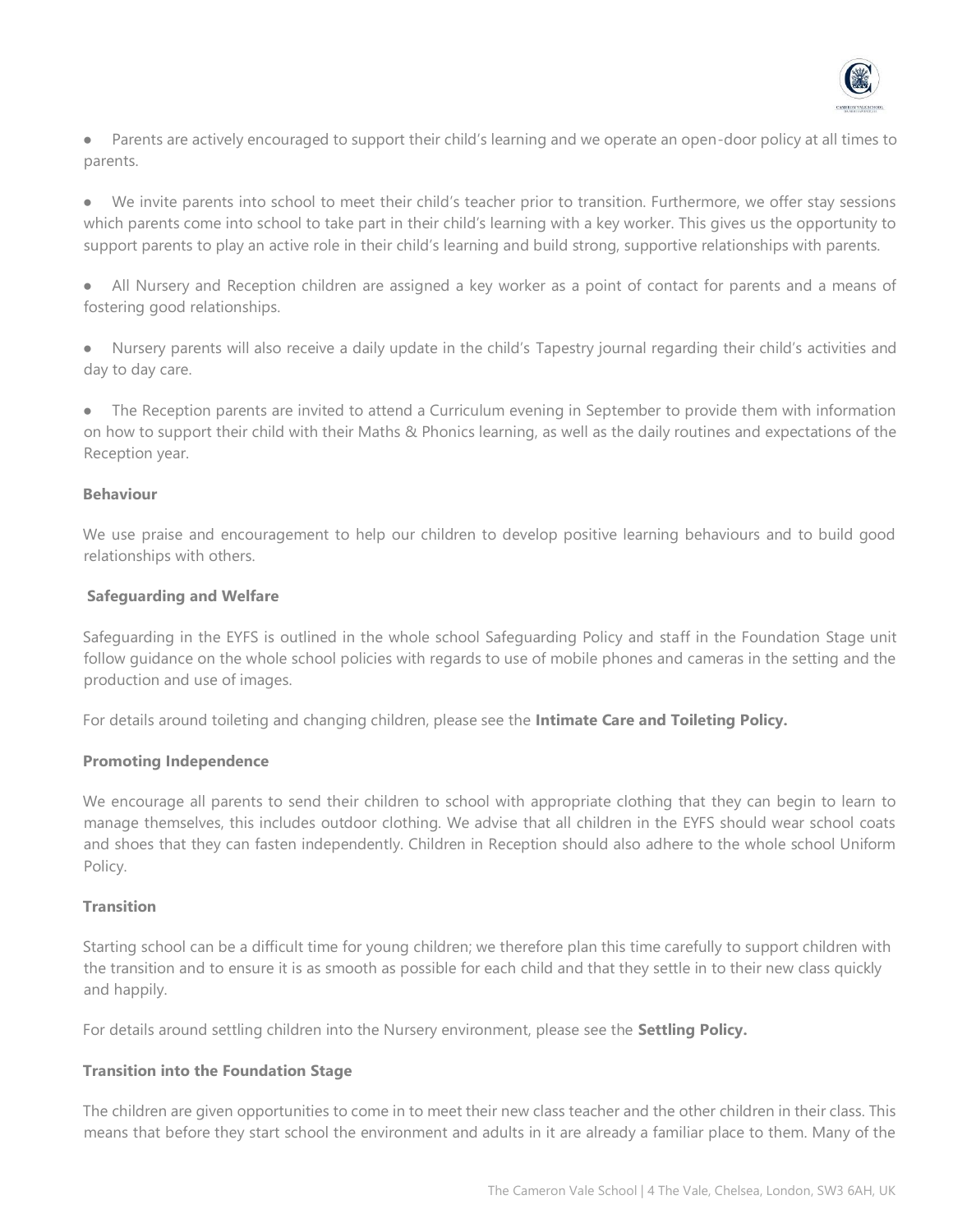- Parents are actively encouraged to support their child's learning and we operate an open-door policy at all times to parents.
- We invite parents into school to meet their child's teacher prior to transition. Furthermore, we offer stay sessions which parents come into school to take part in their child's learning with a key worker. This gives us the opportunity to support parents to play an active role in their child's learning and build strong, supportive relationships with parents.
- All Nursery and Reception children are assigned a key worker as a point of contact for parents and a means of fostering good relationships.
- Nursery parents will also receive a daily update in the child's Tapestry journal regarding their child's activities and day to day care.
- The Reception parents are invited to attend a Curriculum evening in September to provide them with information on how to support their child with their Maths & Phonics learning, as well as the daily routines and expectations of the Reception year.

**Behaviour**

We use praise and encouragement to help our children to develop positive learning behaviours and to build good relationships with others.

**Safeguarding and Welfare**

Safeguarding in the EYFS is outlined in the whole school Safeguarding Policy and staff in the Foundation Stage unit follow guidance on the whole school policies with regards to use of mobile phones and cameras in the setting and the production and use of images.

For details around toileting and changing children, please see the **Intimate Care and Toileting Policy.**

**Promoting Independence**

We encourage all parents to send their children to school with appropriate clothing that they can begin to learn to manage themselves, this includes outdoor clothing. We advise that all children in the EYFS should wear school coats and shoes that they can fasten independently. Children in Reception should also adhere to the whole school Uniform Policy.

**Transition**

Starting school can be a difficult time for young children; we therefore plan this time carefully to support children with the transition and to ensure it is as smooth as possible for each child and that they settle in to their new class quickly and happily.

For details around settling children into the Nursery environment, please see the **Settling Policy.**

**Transition into the Foundation Stage**

The children are given opportunities to come in to meet their new class teacher and the other children in their class. This means that before they start school the environment and adults in it are already a familiar place to them. Many of the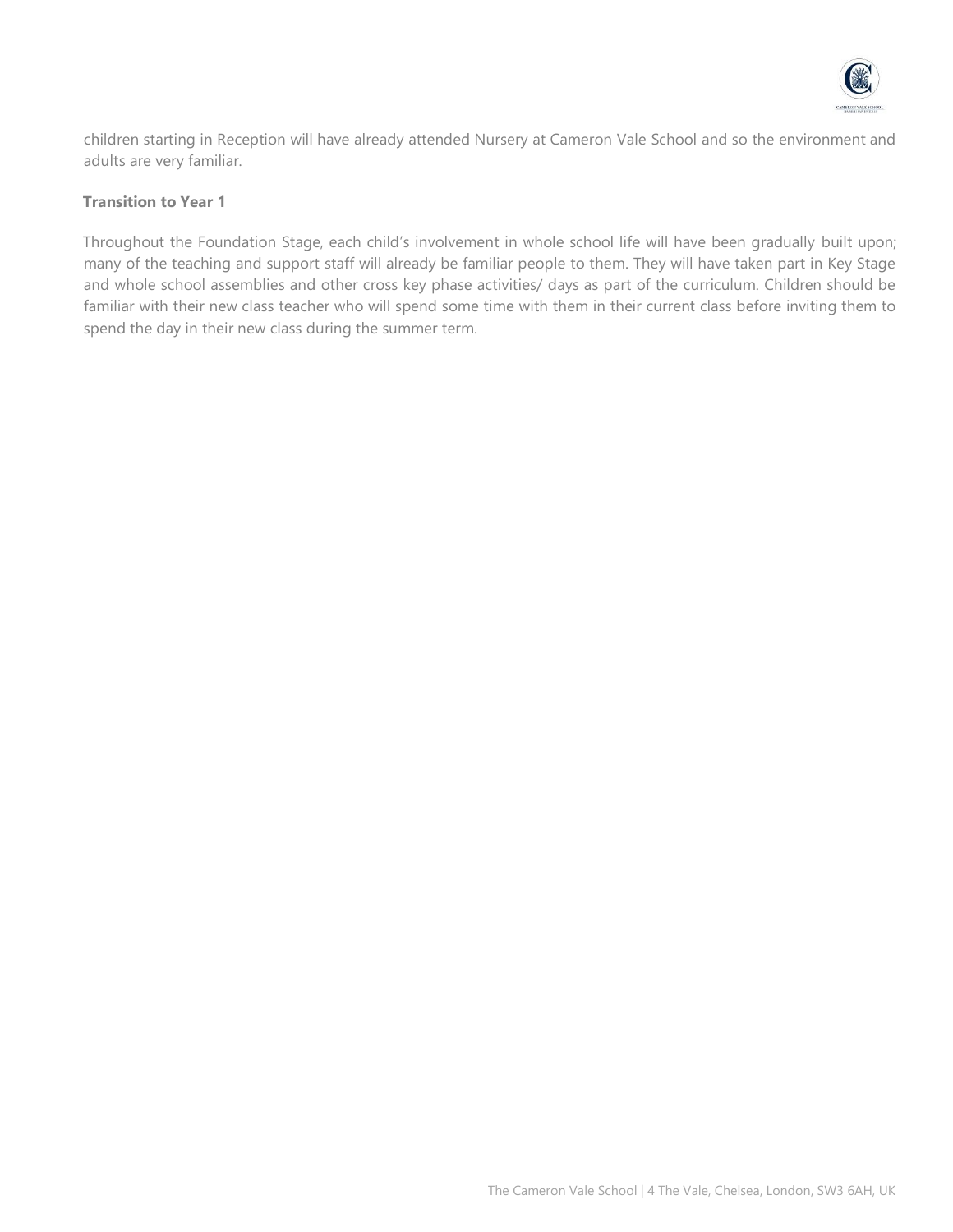children starting in Reception will have already attended Nursery at Cameron Vale School and so the environment and adults are very familiar.

**Transition to Year 1**

Throughout the Foundation Stage, each child's involvement in whole school life will have been gradually built upon; many of the teaching and support staff will already be familiar people to them. They will have taken part in Key Stage and whole school assemblies and other cross key phase activities/ days as part of the curriculum. Children should be familiar with their new class teacher who will spend some time with them in their current class before inviting them to spend the day in their new class during the summer term.